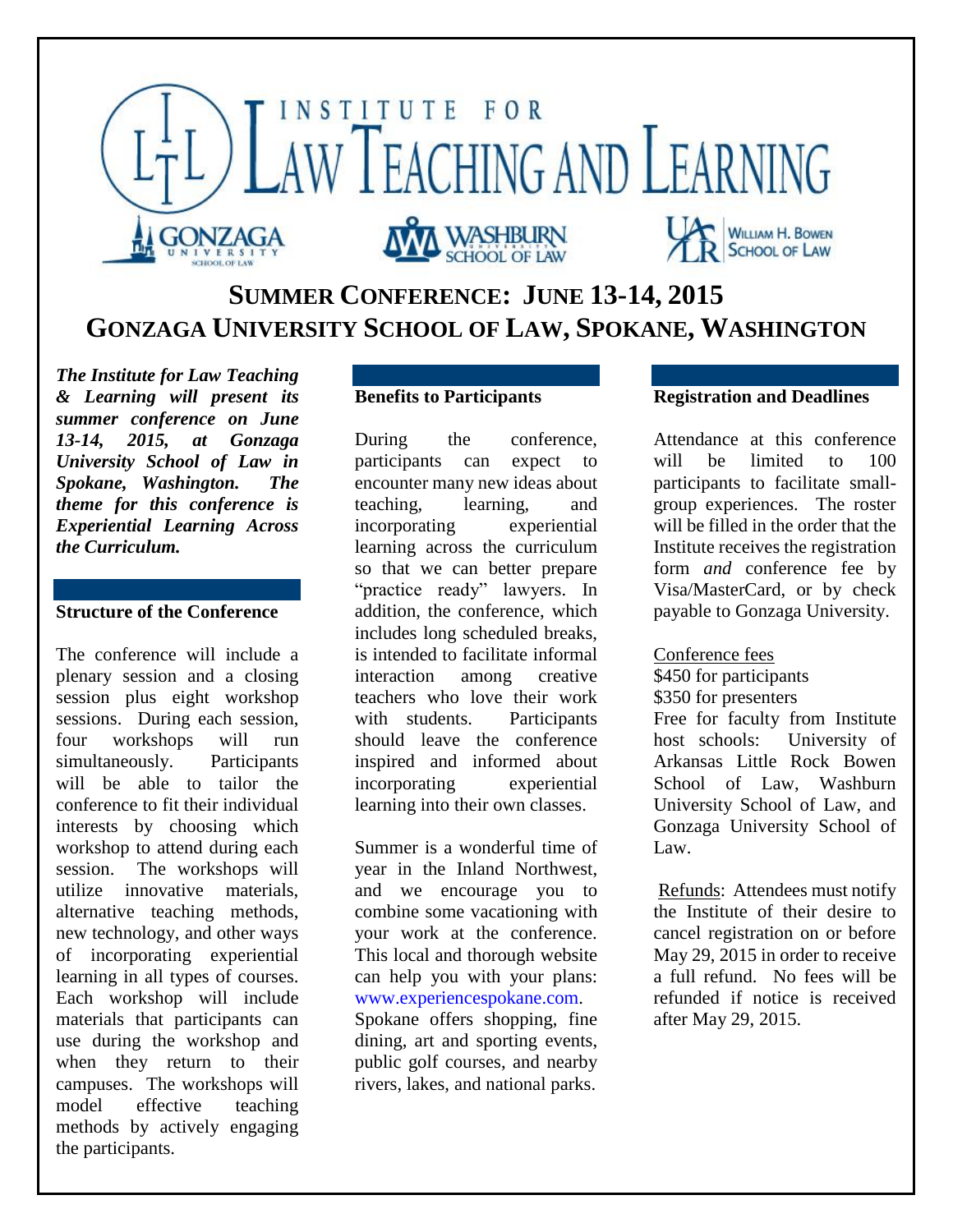# Institute for Law Teaching and Learning

Gonzaga University School of Law | Washburn University School of Law | UALR William H. Bowen School of Law

## Summer Conference: June 13-14, 2015
## Gonzaga University School of Law, Spokane, Washington

***The Institute for Law Teaching & Learning will present its summer conference on June 13-14, 2015, at Gonzaga University School of Law in Spokane, Washington. The theme for this conference is Experiential Learning Across the Curriculum.***

### Structure of the Conference

The conference will include a plenary session and a closing session plus eight workshop sessions. During each session, four workshops will run simultaneously. Participants will be able to tailor the conference to fit their individual interests by choosing which workshop to attend during each session. The workshops will utilize innovative materials, alternative teaching methods, new technology, and other ways of incorporating experiential learning in all types of courses. Each workshop will include materials that participants can use during the workshop and when they return to their campuses. The workshops will model effective teaching methods by actively engaging the participants.

### Benefits to Participants

During the conference, participants can expect to encounter many new ideas about teaching, learning, and incorporating experiential learning across the curriculum so that we can better prepare "practice ready" lawyers. In addition, the conference, which includes long scheduled breaks, is intended to facilitate informal interaction among creative teachers who love their work with students. Participants should leave the conference inspired and informed about incorporating experiential learning into their own classes.

Summer is a wonderful time of year in the Inland Northwest, and we encourage you to combine some vacationing with your work at the conference. This local and thorough website can help you with your plans: www.experiencespokane.com. Spokane offers shopping, fine dining, art and sporting events, public golf courses, and nearby rivers, lakes, and national parks.

### Registration and Deadlines

Attendance at this conference will be limited to 100 participants to facilitate small-group experiences. The roster will be filled in the order that the Institute receives the registration form *and* conference fee by Visa/MasterCard, or by check payable to Gonzaga University.

Conference fees
$450 for participants
$350 for presenters
Free for faculty from Institute host schools: University of Arkansas Little Rock Bowen School of Law, Washburn University School of Law, and Gonzaga University School of Law.

Refunds: Attendees must notify the Institute of their desire to cancel registration on or before May 29, 2015 in order to receive a full refund. No fees will be refunded if notice is received after May 29, 2015.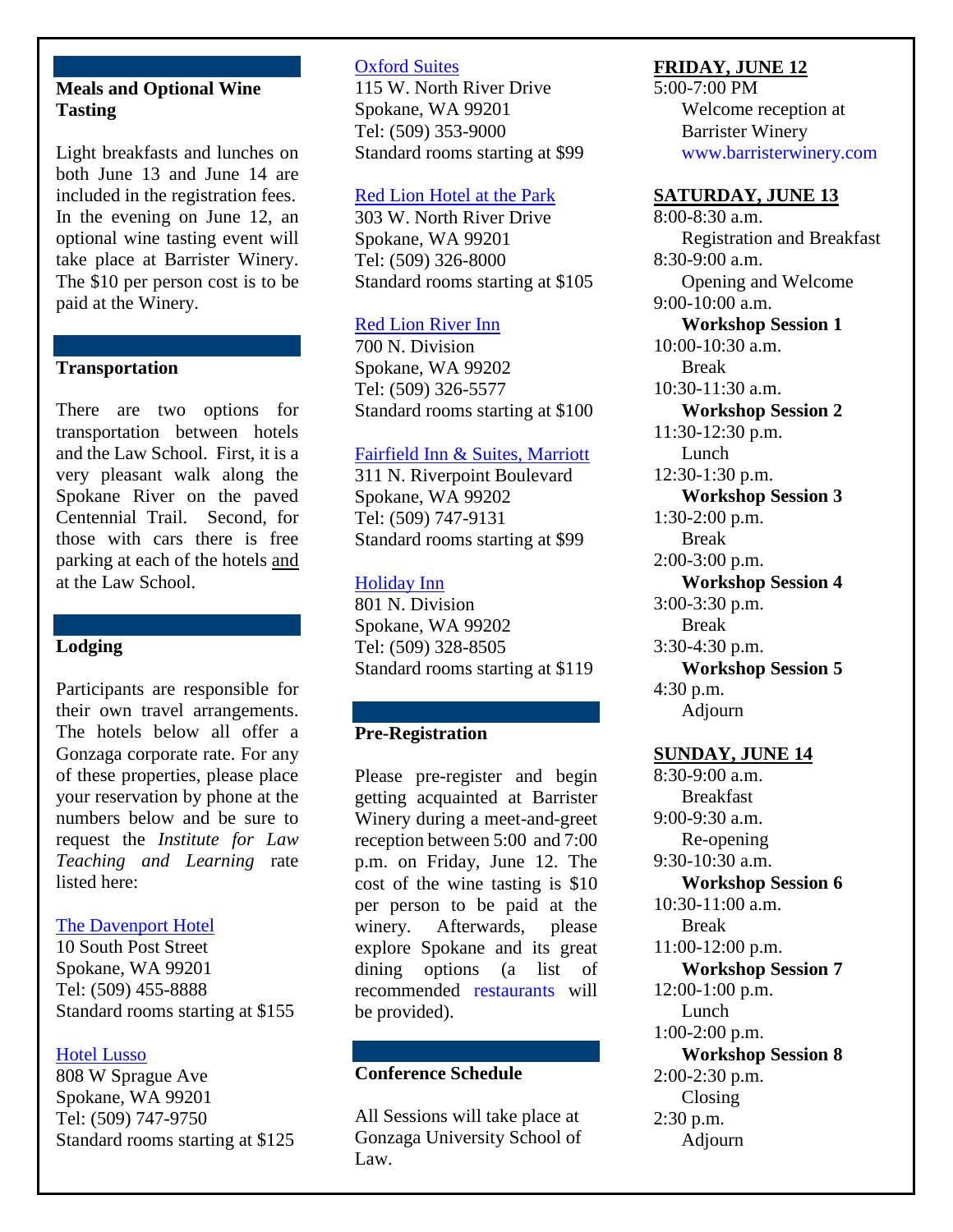## Meals and Optional Wine Tasting

Light breakfasts and lunches on both June 13 and June 14 are included in the registration fees. In the evening on June 12, an optional wine tasting event will take place at Barrister Winery. The $10 per person cost is to be paid at the Winery.

## Transportation

There are two options for transportation between hotels and the Law School. First, it is a very pleasant walk along the Spokane River on the paved Centennial Trail. Second, for those with cars there is free parking at each of the hotels and at the Law School.

## Lodging

Participants are responsible for their own travel arrangements. The hotels below all offer a Gonzaga corporate rate. For any of these properties, please place your reservation by phone at the numbers below and be sure to request the *Institute for Law Teaching and Learning* rate listed here:

The Davenport Hotel
10 South Post Street
Spokane, WA 99201
Tel: (509) 455-8888
Standard rooms starting at $155

Hotel Lusso
808 W Sprague Ave
Spokane, WA 99201
Tel: (509) 747-9750
Standard rooms starting at $125

Oxford Suites
115 W. North River Drive
Spokane, WA 99201
Tel: (509) 353-9000
Standard rooms starting at $99

Red Lion Hotel at the Park
303 W. North River Drive
Spokane, WA 99201
Tel: (509) 326-8000
Standard rooms starting at $105

Red Lion River Inn
700 N. Division
Spokane, WA 99202
Tel: (509) 326-5577
Standard rooms starting at $100

Fairfield Inn & Suites, Marriott
311 N. Riverpoint Boulevard
Spokane, WA 99202
Tel: (509) 747-9131
Standard rooms starting at $99

Holiday Inn
801 N. Division
Spokane, WA 99202
Tel: (509) 328-8505
Standard rooms starting at $119

## Pre-Registration

Please pre-register and begin getting acquainted at Barrister Winery during a meet-and-greet reception between 5:00 and 7:00 p.m. on Friday, June 12. The cost of the wine tasting is $10 per person to be paid at the winery. Afterwards, please explore Spokane and its great dining options (a list of recommended restaurants will be provided).

## Conference Schedule

All Sessions will take place at Gonzaga University School of Law.

**FRIDAY, JUNE 12**

5:00-7:00 PM
Welcome reception at Barrister Winery
www.barristerwinery.com

**SATURDAY, JUNE 13**

8:00-8:30 a.m.
Registration and Breakfast
8:30-9:00 a.m.
Opening and Welcome
9:00-10:00 a.m.
**Workshop Session 1**
10:00-10:30 a.m.
Break
10:30-11:30 a.m.
**Workshop Session 2**
11:30-12:30 p.m.
Lunch
12:30-1:30 p.m.
**Workshop Session 3**
1:30-2:00 p.m.
Break
2:00-3:00 p.m.
**Workshop Session 4**
3:00-3:30 p.m.
Break
3:30-4:30 p.m.
**Workshop Session 5**
4:30 p.m.
Adjourn

**SUNDAY, JUNE 14**

8:30-9:00 a.m.
Breakfast
9:00-9:30 a.m.
Re-opening
9:30-10:30 a.m.
**Workshop Session 6**
10:30-11:00 a.m.
Break
11:00-12:00 p.m.
**Workshop Session 7**
12:00-1:00 p.m.
Lunch
1:00-2:00 p.m.
**Workshop Session 8**
2:00-2:30 p.m.
Closing
2:30 p.m.
Adjourn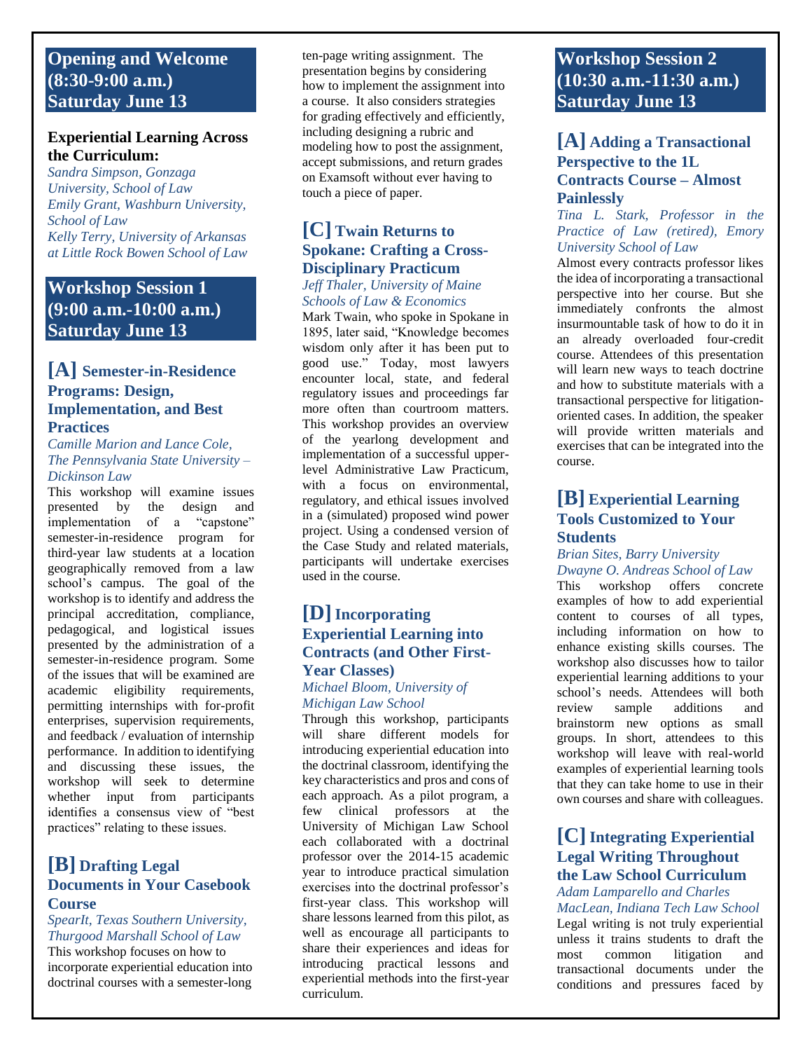## Opening and Welcome (8:30-9:00 a.m.) Saturday June 13

### Experiential Learning Across the Curriculum:

*Sandra Simpson, Gonzaga University, School of Law*
*Emily Grant, Washburn University, School of Law*
*Kelly Terry, University of Arkansas at Little Rock Bowen School of Law*

## Workshop Session 1 (9:00 a.m.-10:00 a.m.) Saturday June 13

### [A] Semester-in-Residence Programs: Design, Implementation, and Best Practices

*Camille Marion and Lance Cole, The Pennsylvania State University – Dickinson Law*

This workshop will examine issues presented by the design and implementation of a "capstone" semester-in-residence program for third-year law students at a location geographically removed from a law school's campus. The goal of the workshop is to identify and address the principal accreditation, compliance, pedagogical, and logistical issues presented by the administration of a semester-in-residence program. Some of the issues that will be examined are academic eligibility requirements, permitting internships with for-profit enterprises, supervision requirements, and feedback / evaluation of internship performance. In addition to identifying and discussing these issues, the workshop will seek to determine whether input from participants identifies a consensus view of "best practices" relating to these issues.

### [B] Drafting Legal Documents in Your Casebook Course

*SpearIt, Texas Southern University, Thurgood Marshall School of Law*

This workshop focuses on how to incorporate experiential education into doctrinal courses with a semester-long ten-page writing assignment. The presentation begins by considering how to implement the assignment into a course. It also considers strategies for grading effectively and efficiently, including designing a rubric and modeling how to post the assignment, accept submissions, and return grades on Examsoft without ever having to touch a piece of paper.

### [C] Twain Returns to Spokane: Crafting a Cross-Disciplinary Practicum

*Jeff Thaler, University of Maine Schools of Law & Economics*

Mark Twain, who spoke in Spokane in 1895, later said, "Knowledge becomes wisdom only after it has been put to good use." Today, most lawyers encounter local, state, and federal regulatory issues and proceedings far more often than courtroom matters. This workshop provides an overview of the yearlong development and implementation of a successful upper-level Administrative Law Practicum, with a focus on environmental, regulatory, and ethical issues involved in a (simulated) proposed wind power project. Using a condensed version of the Case Study and related materials, participants will undertake exercises used in the course.

### [D] Incorporating Experiential Learning into Contracts (and Other First-Year Classes)

*Michael Bloom, University of Michigan Law School*

Through this workshop, participants will share different models for introducing experiential education into the doctrinal classroom, identifying the key characteristics and pros and cons of each approach. As a pilot program, a few clinical professors at the University of Michigan Law School each collaborated with a doctrinal professor over the 2014-15 academic year to introduce practical simulation exercises into the doctrinal professor's first-year class. This workshop will share lessons learned from this pilot, as well as encourage all participants to share their experiences and ideas for introducing practical lessons and experiential methods into the first-year curriculum.

## Workshop Session 2 (10:30 a.m.-11:30 a.m.) Saturday June 13

### [A] Adding a Transactional Perspective to the 1L Contracts Course – Almost Painlessly

*Tina L. Stark, Professor in the Practice of Law (retired), Emory University School of Law*

Almost every contracts professor likes the idea of incorporating a transactional perspective into her course. But she immediately confronts the almost insurmountable task of how to do it in an already overloaded four-credit course. Attendees of this presentation will learn new ways to teach doctrine and how to substitute materials with a transactional perspective for litigation-oriented cases. In addition, the speaker will provide written materials and exercises that can be integrated into the course.

### [B] Experiential Learning Tools Customized to Your Students

*Brian Sites, Barry University Dwayne O. Andreas School of Law*

This workshop offers concrete examples of how to add experiential content to courses of all types, including information on how to enhance existing skills courses. The workshop also discusses how to tailor experiential learning additions to your school's needs. Attendees will both review sample additions and brainstorm new options as small groups. In short, attendees to this workshop will leave with real-world examples of experiential learning tools that they can take home to use in their own courses and share with colleagues.

### [C] Integrating Experiential Legal Writing Throughout the Law School Curriculum

*Adam Lamparello and Charles MacLean, Indiana Tech Law School*

Legal writing is not truly experiential unless it trains students to draft the most common litigation and transactional documents under the conditions and pressures faced by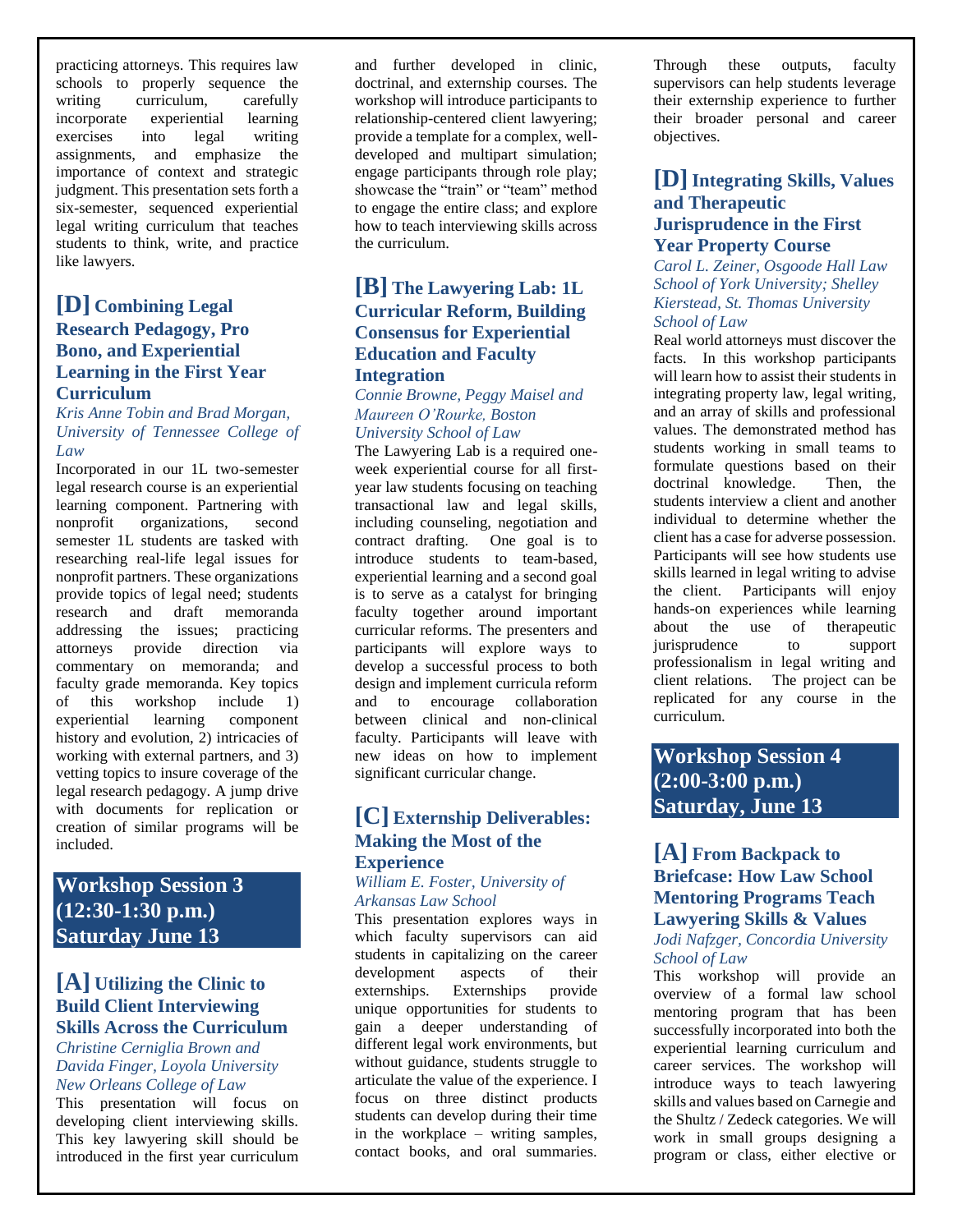practicing attorneys. This requires law schools to properly sequence the writing curriculum, carefully incorporate experiential learning exercises into legal writing assignments, and emphasize the importance of context and strategic judgment. This presentation sets forth a six-semester, sequenced experiential legal writing curriculum that teaches students to think, write, and practice like lawyers.

### [D] Combining Legal Research Pedagogy, Pro Bono, and Experiential Learning in the First Year Curriculum

*Kris Anne Tobin and Brad Morgan, University of Tennessee College of Law*

Incorporated in our 1L two-semester legal research course is an experiential learning component. Partnering with nonprofit organizations, second semester 1L students are tasked with researching real-life legal issues for nonprofit partners. These organizations provide topics of legal need; students research and draft memoranda addressing the issues; practicing attorneys provide direction via commentary on memoranda; and faculty grade memoranda. Key topics of this workshop include 1) experiential learning component history and evolution, 2) intricacies of working with external partners, and 3) vetting topics to insure coverage of the legal research pedagogy. A jump drive with documents for replication or creation of similar programs will be included.

## Workshop Session 3 (12:30-1:30 p.m.) Saturday June 13

### [A] Utilizing the Clinic to Build Client Interviewing Skills Across the Curriculum

*Christine Cerniglia Brown and Davida Finger, Loyola University New Orleans College of Law*

This presentation will focus on developing client interviewing skills. This key lawyering skill should be introduced in the first year curriculum and further developed in clinic, doctrinal, and externship courses. The workshop will introduce participants to relationship-centered client lawyering; provide a template for a complex, well-developed and multipart simulation; engage participants through role play; showcase the "train" or "team" method to engage the entire class; and explore how to teach interviewing skills across the curriculum.

### [B] The Lawyering Lab: 1L Curricular Reform, Building Consensus for Experiential Education and Faculty Integration

*Connie Browne, Peggy Maisel and Maureen O'Rourke, Boston University School of Law*

The Lawyering Lab is a required one-week experiential course for all first-year law students focusing on teaching transactional law and legal skills, including counseling, negotiation and contract drafting. One goal is to introduce students to team-based, experiential learning and a second goal is to serve as a catalyst for bringing faculty together around important curricular reforms. The presenters and participants will explore ways to develop a successful process to both design and implement curricula reform and to encourage collaboration between clinical and non-clinical faculty. Participants will leave with new ideas on how to implement significant curricular change.

### [C] Externship Deliverables: Making the Most of the Experience

*William E. Foster, University of Arkansas Law School*

This presentation explores ways in which faculty supervisors can aid students in capitalizing on the career development aspects of their externships. Externships provide unique opportunities for students to gain a deeper understanding of different legal work environments, but without guidance, students struggle to articulate the value of the experience. I focus on three distinct products students can develop during their time in the workplace – writing samples, contact books, and oral summaries. Through these outputs, faculty supervisors can help students leverage their externship experience to further their broader personal and career objectives.

### [D] Integrating Skills, Values and Therapeutic Jurisprudence in the First Year Property Course

*Carol L. Zeiner, Osgoode Hall Law School of York University; Shelley Kierstead, St. Thomas University School of Law*

Real world attorneys must discover the facts. In this workshop participants will learn how to assist their students in integrating property law, legal writing, and an array of skills and professional values. The demonstrated method has students working in small teams to formulate questions based on their doctrinal knowledge. Then, the students interview a client and another individual to determine whether the client has a case for adverse possession. Participants will see how students use skills learned in legal writing to advise the client. Participants will enjoy hands-on experiences while learning about the use of therapeutic jurisprudence to support professionalism in legal writing and client relations. The project can be replicated for any course in the curriculum.

## Workshop Session 4 (2:00-3:00 p.m.) Saturday, June 13

### [A] From Backpack to Briefcase: How Law School Mentoring Programs Teach Lawyering Skills & Values

*Jodi Nafzger, Concordia University School of Law*

This workshop will provide an overview of a formal law school mentoring program that has been successfully incorporated into both the experiential learning curriculum and career services. The workshop will introduce ways to teach lawyering skills and values based on Carnegie and the Shultz / Zedeck categories. We will work in small groups designing a program or class, either elective or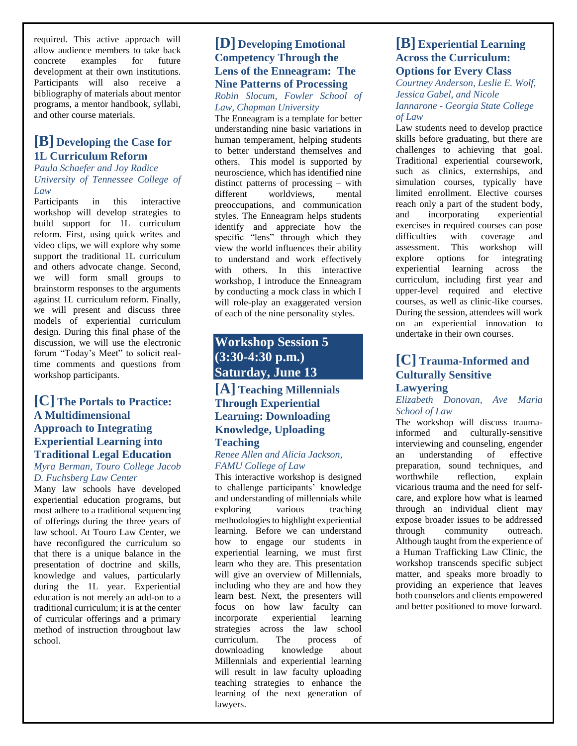required. This active approach will allow audience members to take back concrete examples for future development at their own institutions. Participants will also receive a bibliography of materials about mentor programs, a mentor handbook, syllabi, and other course materials.

### [B] Developing the Case for 1L Curriculum Reform

*Paula Schaefer and Joy Radice University of Tennessee College of Law*

Participants in this interactive workshop will develop strategies to build support for 1L curriculum reform. First, using quick writes and video clips, we will explore why some support the traditional 1L curriculum and others advocate change. Second, we will form small groups to brainstorm responses to the arguments against 1L curriculum reform. Finally, we will present and discuss three models of experiential curriculum design. During this final phase of the discussion, we will use the electronic forum "Today's Meet" to solicit real-time comments and questions from workshop participants.

### [C] The Portals to Practice: A Multidimensional Approach to Integrating Experiential Learning into Traditional Legal Education

*Myra Berman, Touro College Jacob D. Fuchsberg Law Center*

Many law schools have developed experiential education programs, but most adhere to a traditional sequencing of offerings during the three years of law school. At Touro Law Center, we have reconfigured the curriculum so that there is a unique balance in the presentation of doctrine and skills, knowledge and values, particularly during the 1L year. Experiential education is not merely an add-on to a traditional curriculum; it is at the center of curricular offerings and a primary method of instruction throughout law school.

### [D] Developing Emotional Competency Through the Lens of the Enneagram: The Nine Patterns of Processing

*Robin Slocum, Fowler School of Law, Chapman University*

The Enneagram is a template for better understanding nine basic variations in human temperament, helping students to better understand themselves and others. This model is supported by neuroscience, which has identified nine distinct patterns of processing – with different worldviews, mental preoccupations, and communication styles. The Enneagram helps students identify and appreciate how the specific "lens" through which they view the world influences their ability to understand and work effectively with others. In this interactive workshop, I introduce the Enneagram by conducting a mock class in which I will role-play an exaggerated version of each of the nine personality styles.

## Workshop Session 5 (3:30-4:30 p.m.) Saturday, June 13

### [A] Teaching Millennials Through Experiential Learning: Downloading Knowledge, Uploading Teaching

*Renee Allen and Alicia Jackson, FAMU College of Law*

This interactive workshop is designed to challenge participants' knowledge and understanding of millennials while exploring various teaching methodologies to highlight experiential learning. Before we can understand how to engage our students in experiential learning, we must first learn who they are. This presentation will give an overview of Millennials, including who they are and how they learn best. Next, the presenters will focus on how law faculty can incorporate experiential learning strategies across the law school curriculum. The process of downloading knowledge about Millennials and experiential learning will result in law faculty uploading teaching strategies to enhance the learning of the next generation of lawyers.

### [B] Experiential Learning Across the Curriculum: Options for Every Class

*Courtney Anderson, Leslie E. Wolf, Jessica Gabel, and Nicole Iannarone - Georgia State College of Law*

Law students need to develop practice skills before graduating, but there are challenges to achieving that goal. Traditional experiential coursework, such as clinics, externships, and simulation courses, typically have limited enrollment. Elective courses reach only a part of the student body, and incorporating experiential exercises in required courses can pose difficulties with coverage and assessment. This workshop will explore options for integrating experiential learning across the curriculum, including first year and upper-level required and elective courses, as well as clinic-like courses. During the session, attendees will work on an experiential innovation to undertake in their own courses.

### [C] Trauma-Informed and Culturally Sensitive Lawyering

*Elizabeth Donovan, Ave Maria School of Law*

The workshop will discuss trauma-informed and culturally-sensitive interviewing and counseling, engender an understanding of effective preparation, sound techniques, and worthwhile reflection, explain vicarious trauma and the need for self-care, and explore how what is learned through an individual client may expose broader issues to be addressed through community outreach. Although taught from the experience of a Human Trafficking Law Clinic, the workshop transcends specific subject matter, and speaks more broadly to providing an experience that leaves both counselors and clients empowered and better positioned to move forward.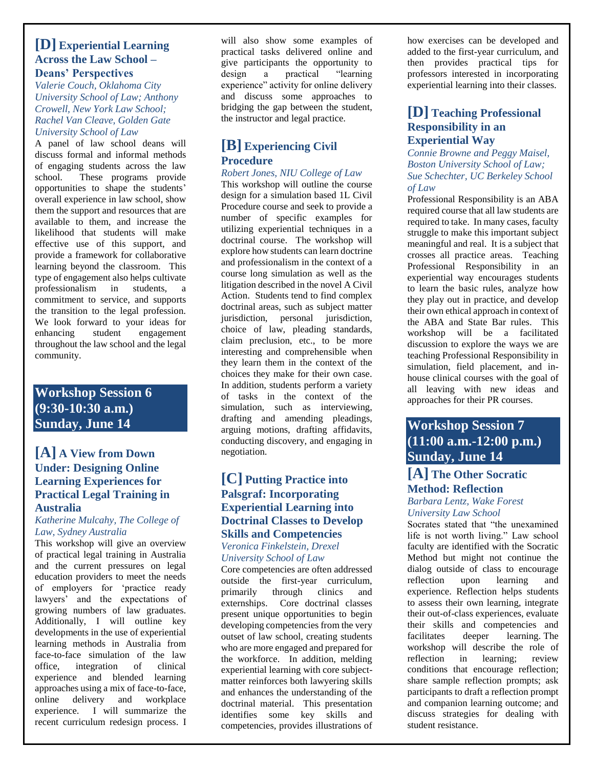### [D] Experiential Learning Across the Law School – Deans' Perspectives

*Valerie Couch, Oklahoma City University School of Law; Anthony Crowell, New York Law School; Rachel Van Cleave, Golden Gate University School of Law*

A panel of law school deans will discuss formal and informal methods of engaging students across the law school. These programs provide opportunities to shape the students' overall experience in law school, show them the support and resources that are available to them, and increase the likelihood that students will make effective use of this support, and provide a framework for collaborative learning beyond the classroom. This type of engagement also helps cultivate professionalism in students, a commitment to service, and supports the transition to the legal profession. We look forward to your ideas for enhancing student engagement throughout the law school and the legal community.

## Workshop Session 6 (9:30-10:30 a.m.) Sunday, June 14

### [A] A View from Down Under: Designing Online Learning Experiences for Practical Legal Training in Australia

*Katherine Mulcahy, The College of Law, Sydney Australia*

This workshop will give an overview of practical legal training in Australia and the current pressures on legal education providers to meet the needs of employers for 'practice ready lawyers' and the expectations of growing numbers of law graduates. Additionally, I will outline key developments in the use of experiential learning methods in Australia from face-to-face simulation of the law office, integration of clinical experience and blended learning approaches using a mix of face-to-face, online delivery and workplace experience. I will summarize the recent curriculum redesign process. I will also show some examples of practical tasks delivered online and give participants the opportunity to design a practical "learning experience" activity for online delivery and discuss some approaches to bridging the gap between the student, the instructor and legal practice.

### [B] Experiencing Civil Procedure

*Robert Jones, NIU College of Law*

This workshop will outline the course design for a simulation based 1L Civil Procedure course and seek to provide a number of specific examples for utilizing experiential techniques in a doctrinal course. The workshop will explore how students can learn doctrine and professionalism in the context of a course long simulation as well as the litigation described in the novel A Civil Action. Students tend to find complex doctrinal areas, such as subject matter jurisdiction, personal jurisdiction, choice of law, pleading standards, claim preclusion, etc., to be more interesting and comprehensible when they learn them in the context of the choices they make for their own case. In addition, students perform a variety of tasks in the context of the simulation, such as interviewing, drafting and amending pleadings, arguing motions, drafting affidavits, conducting discovery, and engaging in negotiation.

### [C] Putting Practice into Palsgraf: Incorporating Experiential Learning into Doctrinal Classes to Develop Skills and Competencies

*Veronica Finkelstein, Drexel University School of Law*

Core competencies are often addressed outside the first-year curriculum, primarily through clinics and externships. Core doctrinal classes present unique opportunities to begin developing competencies from the very outset of law school, creating students who are more engaged and prepared for the workforce. In addition, melding experiential learning with core subject-matter reinforces both lawyering skills and enhances the understanding of the doctrinal material. This presentation identifies some key skills and competencies, provides illustrations of how exercises can be developed and added to the first-year curriculum, and then provides practical tips for professors interested in incorporating experiential learning into their classes.

### [D] Teaching Professional Responsibility in an Experiential Way

*Connie Browne and Peggy Maisel, Boston University School of Law; Sue Schechter, UC Berkeley School of Law*

Professional Responsibility is an ABA required course that all law students are required to take. In many cases, faculty struggle to make this important subject meaningful and real. It is a subject that crosses all practice areas. Teaching Professional Responsibility in an experiential way encourages students to learn the basic rules, analyze how they play out in practice, and develop their own ethical approach in context of the ABA and State Bar rules. This workshop will be a facilitated discussion to explore the ways we are teaching Professional Responsibility in simulation, field placement, and in-house clinical courses with the goal of all leaving with new ideas and approaches for their PR courses.

## Workshop Session 7 (11:00 a.m.-12:00 p.m.) Sunday, June 14

### [A] The Other Socratic Method: Reflection

*Barbara Lentz, Wake Forest University Law School*

Socrates stated that "the unexamined life is not worth living." Law school faculty are identified with the Socratic Method but might not continue the dialog outside of class to encourage reflection upon learning and experience. Reflection helps students to assess their own learning, integrate their out-of-class experiences, evaluate their skills and competencies and facilitates deeper learning. The workshop will describe the role of reflection in learning; review conditions that encourage reflection; share sample reflection prompts; ask participants to draft a reflection prompt and companion learning outcome; and discuss strategies for dealing with student resistance.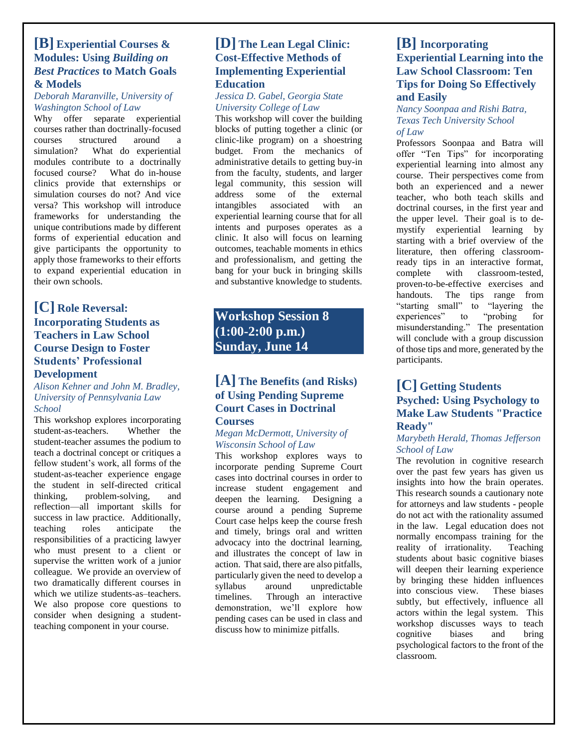### [B] Experiential Courses & Modules: Using *Building on Best Practices* to Match Goals & Models

*Deborah Maranville, University of Washington School of Law*

Why offer separate experiential courses rather than doctrinally-focused courses structured around a simulation? What do experiential modules contribute to a doctrinally focused course? What do in-house clinics provide that externships or simulation courses do not? And vice versa? This workshop will introduce frameworks for understanding the unique contributions made by different forms of experiential education and give participants the opportunity to apply those frameworks to their efforts to expand experiential education in their own schools.

### [C] Role Reversal: Incorporating Students as Teachers in Law School Course Design to Foster Students' Professional Development

*Alison Kehner and John M. Bradley, University of Pennsylvania Law School*

This workshop explores incorporating student-as-teachers. Whether the student-teacher assumes the podium to teach a doctrinal concept or critiques a fellow student's work, all forms of the student-as-teacher experience engage the student in self-directed critical thinking, problem-solving, and reflection—all important skills for success in law practice. Additionally, teaching roles anticipate the responsibilities of a practicing lawyer who must present to a client or supervise the written work of a junior colleague. We provide an overview of two dramatically different courses in which we utilize students-as–teachers. We also propose core questions to consider when designing a student-teaching component in your course.

### [D] The Lean Legal Clinic: Cost-Effective Methods of Implementing Experiential Education

*Jessica D. Gabel, Georgia State University College of Law*

This workshop will cover the building blocks of putting together a clinic (or clinic-like program) on a shoestring budget. From the mechanics of administrative details to getting buy-in from the faculty, students, and larger legal community, this session will address some of the external intangibles associated with an experiential learning course that for all intents and purposes operates as a clinic. It also will focus on learning outcomes, teachable moments in ethics and professionalism, and getting the bang for your buck in bringing skills and substantive knowledge to students.

## Workshop Session 8 (1:00-2:00 p.m.) Sunday, June 14

### [A] The Benefits (and Risks) of Using Pending Supreme Court Cases in Doctrinal Courses

*Megan McDermott, University of Wisconsin School of Law*

This workshop explores ways to incorporate pending Supreme Court cases into doctrinal courses in order to increase student engagement and deepen the learning. Designing a course around a pending Supreme Court case helps keep the course fresh and timely, brings oral and written advocacy into the doctrinal learning, and illustrates the concept of law in action. That said, there are also pitfalls, particularly given the need to develop a syllabus around unpredictable timelines. Through an interactive demonstration, we'll explore how pending cases can be used in class and discuss how to minimize pitfalls.

### [B] Incorporating Experiential Learning into the Law School Classroom: Ten Tips for Doing So Effectively and Easily

*Nancy Soonpaa and Rishi Batra, Texas Tech University School of Law*

Professors Soonpaa and Batra will offer "Ten Tips" for incorporating experiential learning into almost any course. Their perspectives come from both an experienced and a newer teacher, who both teach skills and doctrinal courses, in the first year and the upper level. Their goal is to de-mystify experiential learning by starting with a brief overview of the literature, then offering classroom-ready tips in an interactive format, complete with classroom-tested, proven-to-be-effective exercises and handouts. The tips range from "starting small" to "layering the experiences" to "probing for misunderstanding." The presentation will conclude with a group discussion of those tips and more, generated by the participants.

### [C] Getting Students Psyched: Using Psychology to Make Law Students "Practice Ready"

*Marybeth Herald, Thomas Jefferson School of Law*

The revolution in cognitive research over the past few years has given us insights into how the brain operates. This research sounds a cautionary note for attorneys and law students - people do not act with the rationality assumed in the law. Legal education does not normally encompass training for the reality of irrationality. Teaching students about basic cognitive biases will deepen their learning experience by bringing these hidden influences into conscious view. These biases subtly, but effectively, influence all actors within the legal system. This workshop discusses ways to teach cognitive biases and bring psychological factors to the front of the classroom.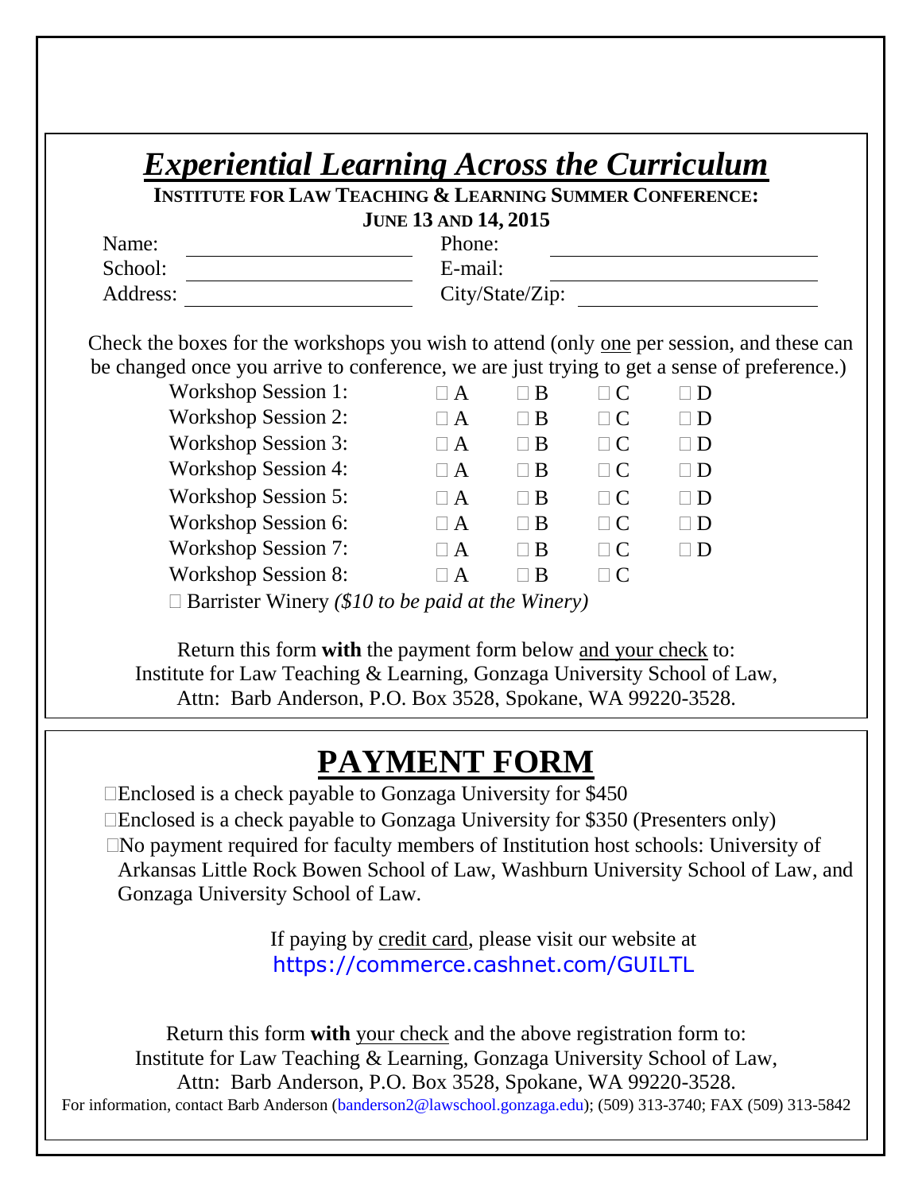# *Experiential Learning Across the Curriculum*

**INSTITUTE FOR LAW TEACHING & LEARNING SUMMER CONFERENCE:**
**JUNE 13 AND 14, 2015**

| | | | |
|---|---|---|---|
| Name: | | Phone: | |
| School: | | E-mail: | |
| Address: | | City/State/Zip: | |

Check the boxes for the workshops you wish to attend (only one per session, and these can be changed once you arrive to conference, we are just trying to get a sense of preference.)

| | | | | |
|---|---|---|---|---|
| Workshop Session 1: | ☐ A | ☐ B | ☐ C | ☐ D |
| Workshop Session 2: | ☐ A | ☐ B | ☐ C | ☐ D |
| Workshop Session 3: | ☐ A | ☐ B | ☐ C | ☐ D |
| Workshop Session 4: | ☐ A | ☐ B | ☐ C | ☐ D |
| Workshop Session 5: | ☐ A | ☐ B | ☐ C | ☐ D |
| Workshop Session 6: | ☐ A | ☐ B | ☐ C | ☐ D |
| Workshop Session 7: | ☐ A | ☐ B | ☐ C | ☐ D |
| Workshop Session 8: | ☐ A | ☐ B | ☐ C | |

☐ Barrister Winery *($10 to be paid at the Winery)*

Return this form **with** the payment form below and your check to:
Institute for Law Teaching & Learning, Gonzaga University School of Law,
Attn: Barb Anderson, P.O. Box 3528, Spokane, WA 99220-3528.

# PAYMENT FORM

☐Enclosed is a check payable to Gonzaga University for $450

☐Enclosed is a check payable to Gonzaga University for $350 (Presenters only)

☐No payment required for faculty members of Institution host schools: University of Arkansas Little Rock Bowen School of Law, Washburn University School of Law, and Gonzaga University School of Law.

If paying by credit card, please visit our website at
https://commerce.cashnet.com/GUILTL

Return this form **with** your check and the above registration form to:
Institute for Law Teaching & Learning, Gonzaga University School of Law,
Attn: Barb Anderson, P.O. Box 3528, Spokane, WA 99220-3528.

For information, contact Barb Anderson (banderson2@lawschool.gonzaga.edu); (509) 313-3740; FAX (509) 313-5842